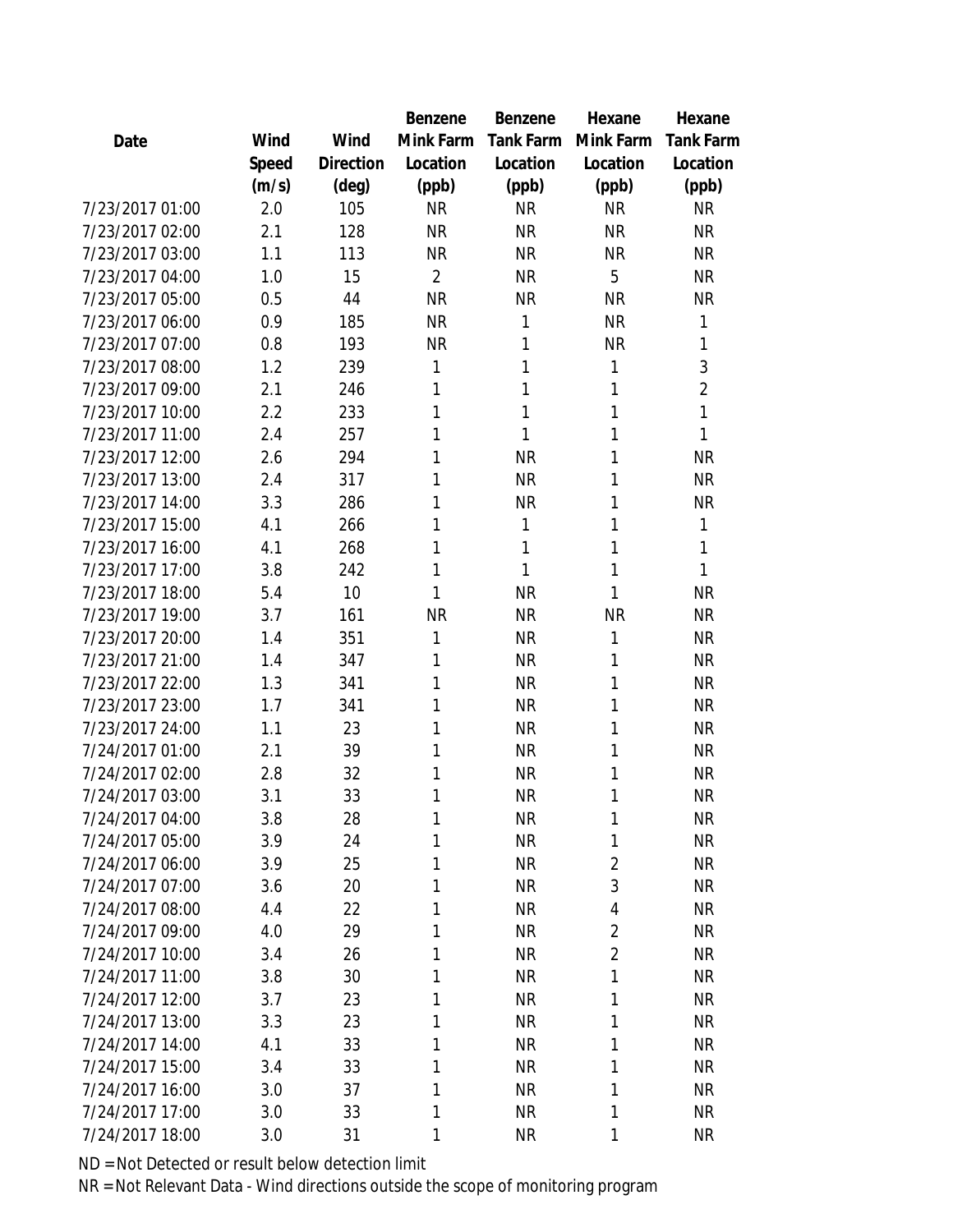| Date | Wind Speed (m/s) | Wind Direction (deg) | Benzene Mink Farm Location (ppb) | Benzene Tank Farm Location (ppb) | Hexane Mink Farm Location (ppb) | Hexane Tank Farm Location (ppb) |
|---|---|---|---|---|---|---|
| 7/23/2017 01:00 | 2.0 | 105 | NR | NR | NR | NR |
| 7/23/2017 02:00 | 2.1 | 128 | NR | NR | NR | NR |
| 7/23/2017 03:00 | 1.1 | 113 | NR | NR | NR | NR |
| 7/23/2017 04:00 | 1.0 | 15 | 2 | NR | 5 | NR |
| 7/23/2017 05:00 | 0.5 | 44 | NR | NR | NR | NR |
| 7/23/2017 06:00 | 0.9 | 185 | NR | 1 | NR | 1 |
| 7/23/2017 07:00 | 0.8 | 193 | NR | 1 | NR | 1 |
| 7/23/2017 08:00 | 1.2 | 239 | 1 | 1 | 1 | 3 |
| 7/23/2017 09:00 | 2.1 | 246 | 1 | 1 | 1 | 2 |
| 7/23/2017 10:00 | 2.2 | 233 | 1 | 1 | 1 | 1 |
| 7/23/2017 11:00 | 2.4 | 257 | 1 | 1 | 1 | 1 |
| 7/23/2017 12:00 | 2.6 | 294 | 1 | NR | 1 | NR |
| 7/23/2017 13:00 | 2.4 | 317 | 1 | NR | 1 | NR |
| 7/23/2017 14:00 | 3.3 | 286 | 1 | NR | 1 | NR |
| 7/23/2017 15:00 | 4.1 | 266 | 1 | 1 | 1 | 1 |
| 7/23/2017 16:00 | 4.1 | 268 | 1 | 1 | 1 | 1 |
| 7/23/2017 17:00 | 3.8 | 242 | 1 | 1 | 1 | 1 |
| 7/23/2017 18:00 | 5.4 | 10 | 1 | NR | 1 | NR |
| 7/23/2017 19:00 | 3.7 | 161 | NR | NR | NR | NR |
| 7/23/2017 20:00 | 1.4 | 351 | 1 | NR | 1 | NR |
| 7/23/2017 21:00 | 1.4 | 347 | 1 | NR | 1 | NR |
| 7/23/2017 22:00 | 1.3 | 341 | 1 | NR | 1 | NR |
| 7/23/2017 23:00 | 1.7 | 341 | 1 | NR | 1 | NR |
| 7/23/2017 24:00 | 1.1 | 23 | 1 | NR | 1 | NR |
| 7/24/2017 01:00 | 2.1 | 39 | 1 | NR | 1 | NR |
| 7/24/2017 02:00 | 2.8 | 32 | 1 | NR | 1 | NR |
| 7/24/2017 03:00 | 3.1 | 33 | 1 | NR | 1 | NR |
| 7/24/2017 04:00 | 3.8 | 28 | 1 | NR | 1 | NR |
| 7/24/2017 05:00 | 3.9 | 24 | 1 | NR | 1 | NR |
| 7/24/2017 06:00 | 3.9 | 25 | 1 | NR | 2 | NR |
| 7/24/2017 07:00 | 3.6 | 20 | 1 | NR | 3 | NR |
| 7/24/2017 08:00 | 4.4 | 22 | 1 | NR | 4 | NR |
| 7/24/2017 09:00 | 4.0 | 29 | 1 | NR | 2 | NR |
| 7/24/2017 10:00 | 3.4 | 26 | 1 | NR | 2 | NR |
| 7/24/2017 11:00 | 3.8 | 30 | 1 | NR | 1 | NR |
| 7/24/2017 12:00 | 3.7 | 23 | 1 | NR | 1 | NR |
| 7/24/2017 13:00 | 3.3 | 23 | 1 | NR | 1 | NR |
| 7/24/2017 14:00 | 4.1 | 33 | 1 | NR | 1 | NR |
| 7/24/2017 15:00 | 3.4 | 33 | 1 | NR | 1 | NR |
| 7/24/2017 16:00 | 3.0 | 37 | 1 | NR | 1 | NR |
| 7/24/2017 17:00 | 3.0 | 33 | 1 | NR | 1 | NR |
| 7/24/2017 18:00 | 3.0 | 31 | 1 | NR | 1 | NR |

ND = Not Detected or result below detection limit

NR = Not Relevant Data - Wind directions outside the scope of monitoring program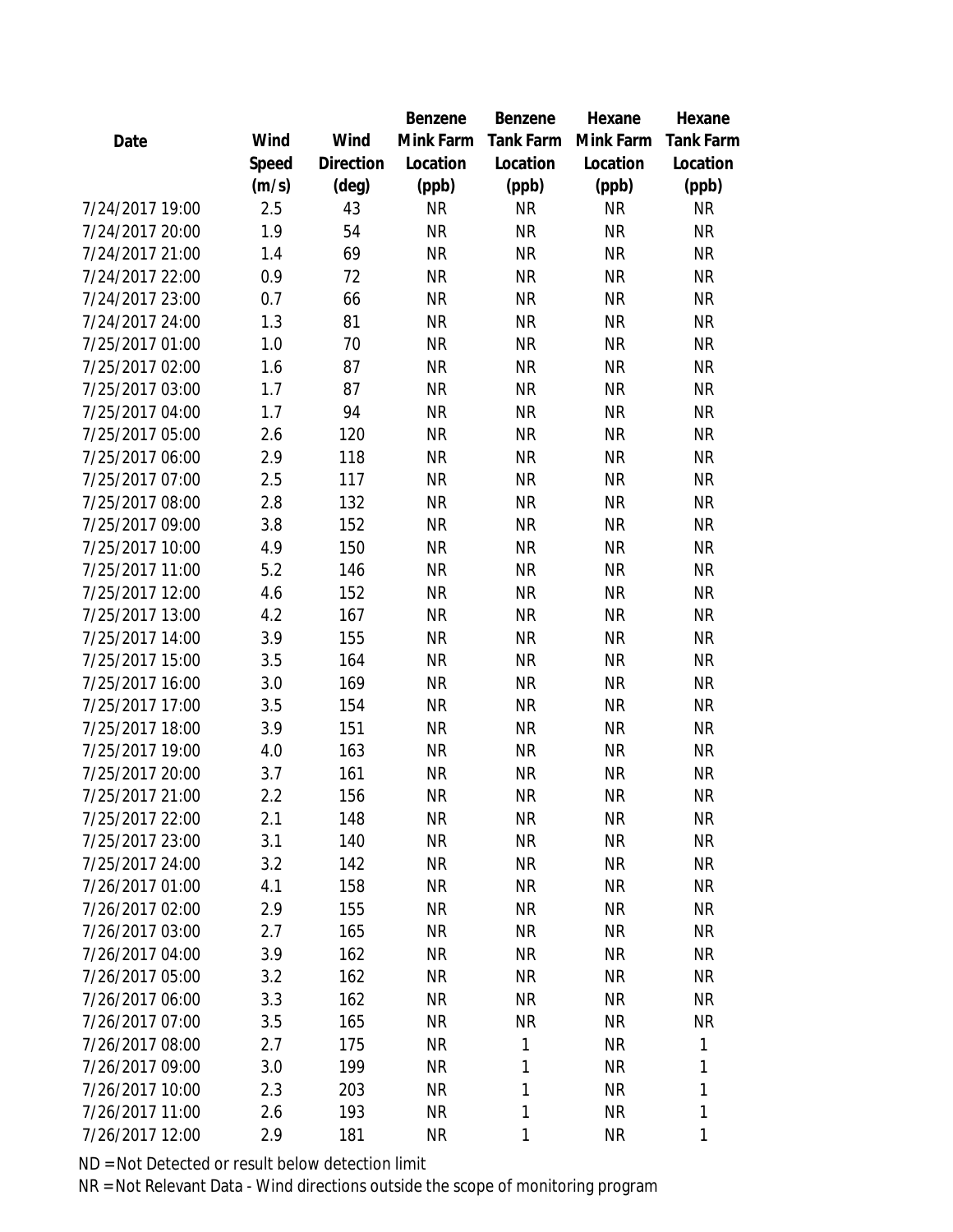| Date | Wind Speed (m/s) | Wind Direction (deg) | Benzene Mink Farm Location (ppb) | Benzene Tank Farm Location (ppb) | Hexane Mink Farm Location (ppb) | Hexane Tank Farm Location (ppb) |
|---|---|---|---|---|---|---|
| 7/24/2017 19:00 | 2.5 | 43 | NR | NR | NR | NR |
| 7/24/2017 20:00 | 1.9 | 54 | NR | NR | NR | NR |
| 7/24/2017 21:00 | 1.4 | 69 | NR | NR | NR | NR |
| 7/24/2017 22:00 | 0.9 | 72 | NR | NR | NR | NR |
| 7/24/2017 23:00 | 0.7 | 66 | NR | NR | NR | NR |
| 7/24/2017 24:00 | 1.3 | 81 | NR | NR | NR | NR |
| 7/25/2017 01:00 | 1.0 | 70 | NR | NR | NR | NR |
| 7/25/2017 02:00 | 1.6 | 87 | NR | NR | NR | NR |
| 7/25/2017 03:00 | 1.7 | 87 | NR | NR | NR | NR |
| 7/25/2017 04:00 | 1.7 | 94 | NR | NR | NR | NR |
| 7/25/2017 05:00 | 2.6 | 120 | NR | NR | NR | NR |
| 7/25/2017 06:00 | 2.9 | 118 | NR | NR | NR | NR |
| 7/25/2017 07:00 | 2.5 | 117 | NR | NR | NR | NR |
| 7/25/2017 08:00 | 2.8 | 132 | NR | NR | NR | NR |
| 7/25/2017 09:00 | 3.8 | 152 | NR | NR | NR | NR |
| 7/25/2017 10:00 | 4.9 | 150 | NR | NR | NR | NR |
| 7/25/2017 11:00 | 5.2 | 146 | NR | NR | NR | NR |
| 7/25/2017 12:00 | 4.6 | 152 | NR | NR | NR | NR |
| 7/25/2017 13:00 | 4.2 | 167 | NR | NR | NR | NR |
| 7/25/2017 14:00 | 3.9 | 155 | NR | NR | NR | NR |
| 7/25/2017 15:00 | 3.5 | 164 | NR | NR | NR | NR |
| 7/25/2017 16:00 | 3.0 | 169 | NR | NR | NR | NR |
| 7/25/2017 17:00 | 3.5 | 154 | NR | NR | NR | NR |
| 7/25/2017 18:00 | 3.9 | 151 | NR | NR | NR | NR |
| 7/25/2017 19:00 | 4.0 | 163 | NR | NR | NR | NR |
| 7/25/2017 20:00 | 3.7 | 161 | NR | NR | NR | NR |
| 7/25/2017 21:00 | 2.2 | 156 | NR | NR | NR | NR |
| 7/25/2017 22:00 | 2.1 | 148 | NR | NR | NR | NR |
| 7/25/2017 23:00 | 3.1 | 140 | NR | NR | NR | NR |
| 7/25/2017 24:00 | 3.2 | 142 | NR | NR | NR | NR |
| 7/26/2017 01:00 | 4.1 | 158 | NR | NR | NR | NR |
| 7/26/2017 02:00 | 2.9 | 155 | NR | NR | NR | NR |
| 7/26/2017 03:00 | 2.7 | 165 | NR | NR | NR | NR |
| 7/26/2017 04:00 | 3.9 | 162 | NR | NR | NR | NR |
| 7/26/2017 05:00 | 3.2 | 162 | NR | NR | NR | NR |
| 7/26/2017 06:00 | 3.3 | 162 | NR | NR | NR | NR |
| 7/26/2017 07:00 | 3.5 | 165 | NR | NR | NR | NR |
| 7/26/2017 08:00 | 2.7 | 175 | NR | 1 | NR | 1 |
| 7/26/2017 09:00 | 3.0 | 199 | NR | 1 | NR | 1 |
| 7/26/2017 10:00 | 2.3 | 203 | NR | 1 | NR | 1 |
| 7/26/2017 11:00 | 2.6 | 193 | NR | 1 | NR | 1 |
| 7/26/2017 12:00 | 2.9 | 181 | NR | 1 | NR | 1 |

ND = Not Detected or result below detection limit

NR = Not Relevant Data - Wind directions outside the scope of monitoring program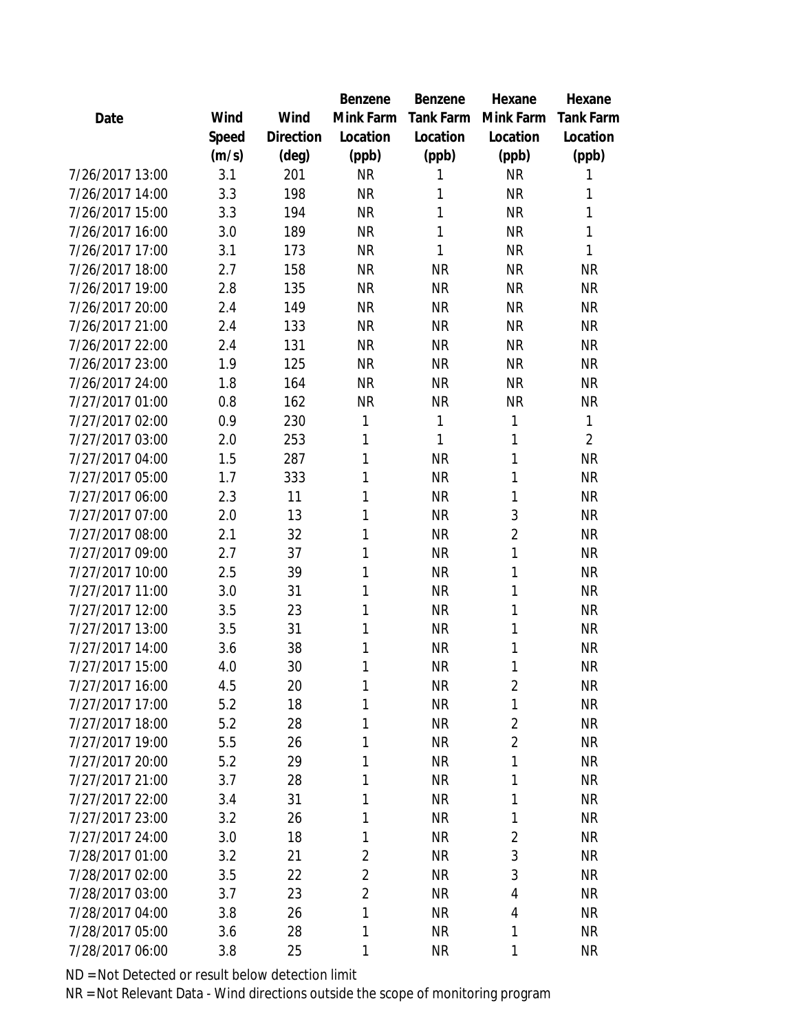| Date | Wind Speed (m/s) | Wind Direction (deg) | Benzene Mink Farm Location (ppb) | Benzene Tank Farm Location (ppb) | Hexane Mink Farm Location (ppb) | Hexane Tank Farm Location (ppb) |
|---|---|---|---|---|---|---|
| 7/26/2017 13:00 | 3.1 | 201 | NR | 1 | NR | 1 |
| 7/26/2017 14:00 | 3.3 | 198 | NR | 1 | NR | 1 |
| 7/26/2017 15:00 | 3.3 | 194 | NR | 1 | NR | 1 |
| 7/26/2017 16:00 | 3.0 | 189 | NR | 1 | NR | 1 |
| 7/26/2017 17:00 | 3.1 | 173 | NR | 1 | NR | 1 |
| 7/26/2017 18:00 | 2.7 | 158 | NR | NR | NR | NR |
| 7/26/2017 19:00 | 2.8 | 135 | NR | NR | NR | NR |
| 7/26/2017 20:00 | 2.4 | 149 | NR | NR | NR | NR |
| 7/26/2017 21:00 | 2.4 | 133 | NR | NR | NR | NR |
| 7/26/2017 22:00 | 2.4 | 131 | NR | NR | NR | NR |
| 7/26/2017 23:00 | 1.9 | 125 | NR | NR | NR | NR |
| 7/26/2017 24:00 | 1.8 | 164 | NR | NR | NR | NR |
| 7/27/2017 01:00 | 0.8 | 162 | NR | NR | NR | NR |
| 7/27/2017 02:00 | 0.9 | 230 | 1 | 1 | 1 | 1 |
| 7/27/2017 03:00 | 2.0 | 253 | 1 | 1 | 1 | 2 |
| 7/27/2017 04:00 | 1.5 | 287 | 1 | NR | 1 | NR |
| 7/27/2017 05:00 | 1.7 | 333 | 1 | NR | 1 | NR |
| 7/27/2017 06:00 | 2.3 | 11 | 1 | NR | 1 | NR |
| 7/27/2017 07:00 | 2.0 | 13 | 1 | NR | 3 | NR |
| 7/27/2017 08:00 | 2.1 | 32 | 1 | NR | 2 | NR |
| 7/27/2017 09:00 | 2.7 | 37 | 1 | NR | 1 | NR |
| 7/27/2017 10:00 | 2.5 | 39 | 1 | NR | 1 | NR |
| 7/27/2017 11:00 | 3.0 | 31 | 1 | NR | 1 | NR |
| 7/27/2017 12:00 | 3.5 | 23 | 1 | NR | 1 | NR |
| 7/27/2017 13:00 | 3.5 | 31 | 1 | NR | 1 | NR |
| 7/27/2017 14:00 | 3.6 | 38 | 1 | NR | 1 | NR |
| 7/27/2017 15:00 | 4.0 | 30 | 1 | NR | 1 | NR |
| 7/27/2017 16:00 | 4.5 | 20 | 1 | NR | 2 | NR |
| 7/27/2017 17:00 | 5.2 | 18 | 1 | NR | 1 | NR |
| 7/27/2017 18:00 | 5.2 | 28 | 1 | NR | 2 | NR |
| 7/27/2017 19:00 | 5.5 | 26 | 1 | NR | 2 | NR |
| 7/27/2017 20:00 | 5.2 | 29 | 1 | NR | 1 | NR |
| 7/27/2017 21:00 | 3.7 | 28 | 1 | NR | 1 | NR |
| 7/27/2017 22:00 | 3.4 | 31 | 1 | NR | 1 | NR |
| 7/27/2017 23:00 | 3.2 | 26 | 1 | NR | 1 | NR |
| 7/27/2017 24:00 | 3.0 | 18 | 1 | NR | 2 | NR |
| 7/28/2017 01:00 | 3.2 | 21 | 2 | NR | 3 | NR |
| 7/28/2017 02:00 | 3.5 | 22 | 2 | NR | 3 | NR |
| 7/28/2017 03:00 | 3.7 | 23 | 2 | NR | 4 | NR |
| 7/28/2017 04:00 | 3.8 | 26 | 1 | NR | 4 | NR |
| 7/28/2017 05:00 | 3.6 | 28 | 1 | NR | 1 | NR |
| 7/28/2017 06:00 | 3.8 | 25 | 1 | NR | 1 | NR |

ND = Not Detected or result below detection limit

NR = Not Relevant Data - Wind directions outside the scope of monitoring program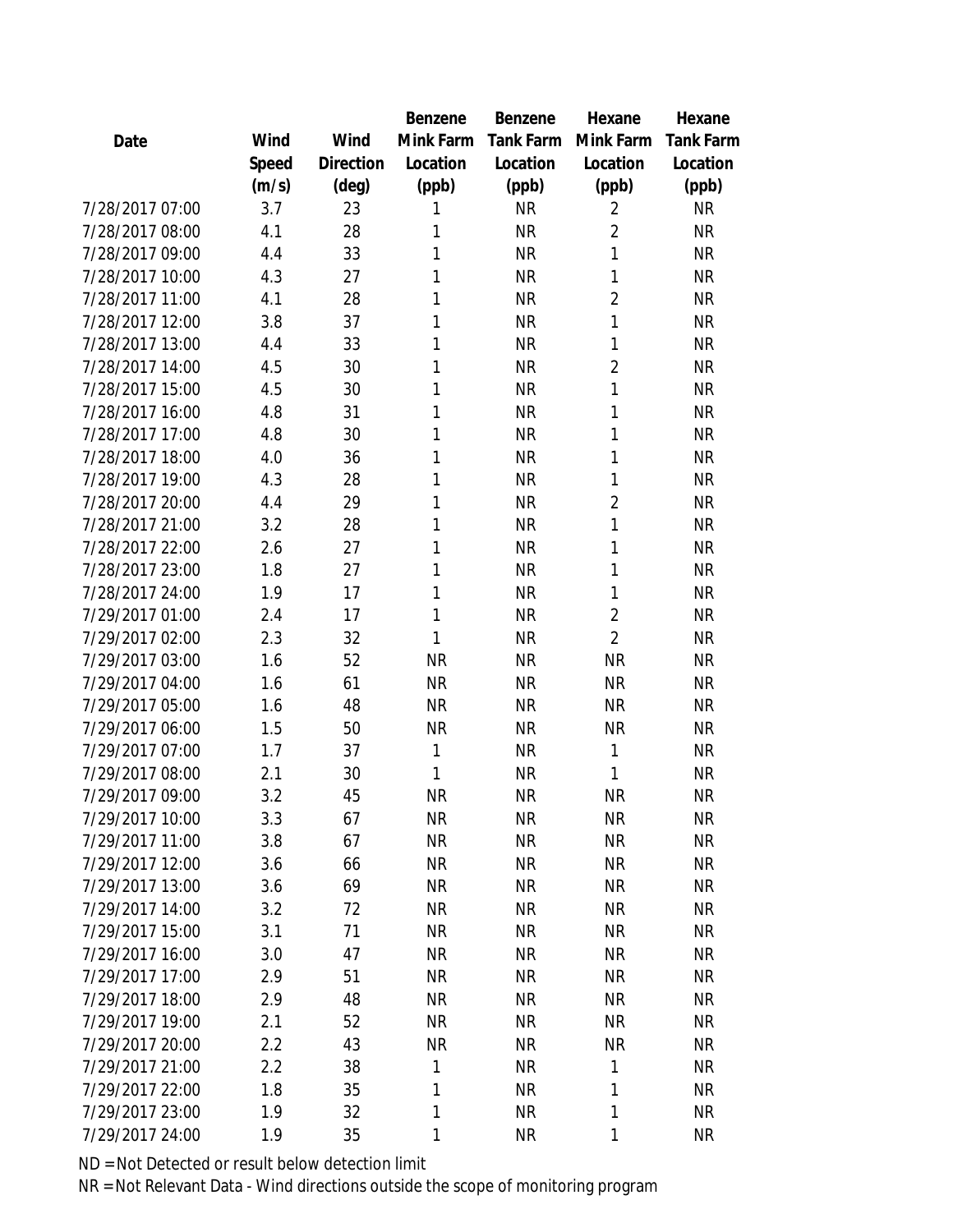| Date | Wind Speed (m/s) | Wind Direction (deg) | Benzene Mink Farm Location (ppb) | Benzene Tank Farm Location (ppb) | Hexane Mink Farm Location (ppb) | Hexane Tank Farm Location (ppb) |
|---|---|---|---|---|---|---|
| 7/28/2017 07:00 | 3.7 | 23 | 1 | NR | 2 | NR |
| 7/28/2017 08:00 | 4.1 | 28 | 1 | NR | 2 | NR |
| 7/28/2017 09:00 | 4.4 | 33 | 1 | NR | 1 | NR |
| 7/28/2017 10:00 | 4.3 | 27 | 1 | NR | 1 | NR |
| 7/28/2017 11:00 | 4.1 | 28 | 1 | NR | 2 | NR |
| 7/28/2017 12:00 | 3.8 | 37 | 1 | NR | 1 | NR |
| 7/28/2017 13:00 | 4.4 | 33 | 1 | NR | 1 | NR |
| 7/28/2017 14:00 | 4.5 | 30 | 1 | NR | 2 | NR |
| 7/28/2017 15:00 | 4.5 | 30 | 1 | NR | 1 | NR |
| 7/28/2017 16:00 | 4.8 | 31 | 1 | NR | 1 | NR |
| 7/28/2017 17:00 | 4.8 | 30 | 1 | NR | 1 | NR |
| 7/28/2017 18:00 | 4.0 | 36 | 1 | NR | 1 | NR |
| 7/28/2017 19:00 | 4.3 | 28 | 1 | NR | 1 | NR |
| 7/28/2017 20:00 | 4.4 | 29 | 1 | NR | 2 | NR |
| 7/28/2017 21:00 | 3.2 | 28 | 1 | NR | 1 | NR |
| 7/28/2017 22:00 | 2.6 | 27 | 1 | NR | 1 | NR |
| 7/28/2017 23:00 | 1.8 | 27 | 1 | NR | 1 | NR |
| 7/28/2017 24:00 | 1.9 | 17 | 1 | NR | 1 | NR |
| 7/29/2017 01:00 | 2.4 | 17 | 1 | NR | 2 | NR |
| 7/29/2017 02:00 | 2.3 | 32 | 1 | NR | 2 | NR |
| 7/29/2017 03:00 | 1.6 | 52 | NR | NR | NR | NR |
| 7/29/2017 04:00 | 1.6 | 61 | NR | NR | NR | NR |
| 7/29/2017 05:00 | 1.6 | 48 | NR | NR | NR | NR |
| 7/29/2017 06:00 | 1.5 | 50 | NR | NR | NR | NR |
| 7/29/2017 07:00 | 1.7 | 37 | 1 | NR | 1 | NR |
| 7/29/2017 08:00 | 2.1 | 30 | 1 | NR | 1 | NR |
| 7/29/2017 09:00 | 3.2 | 45 | NR | NR | NR | NR |
| 7/29/2017 10:00 | 3.3 | 67 | NR | NR | NR | NR |
| 7/29/2017 11:00 | 3.8 | 67 | NR | NR | NR | NR |
| 7/29/2017 12:00 | 3.6 | 66 | NR | NR | NR | NR |
| 7/29/2017 13:00 | 3.6 | 69 | NR | NR | NR | NR |
| 7/29/2017 14:00 | 3.2 | 72 | NR | NR | NR | NR |
| 7/29/2017 15:00 | 3.1 | 71 | NR | NR | NR | NR |
| 7/29/2017 16:00 | 3.0 | 47 | NR | NR | NR | NR |
| 7/29/2017 17:00 | 2.9 | 51 | NR | NR | NR | NR |
| 7/29/2017 18:00 | 2.9 | 48 | NR | NR | NR | NR |
| 7/29/2017 19:00 | 2.1 | 52 | NR | NR | NR | NR |
| 7/29/2017 20:00 | 2.2 | 43 | NR | NR | NR | NR |
| 7/29/2017 21:00 | 2.2 | 38 | 1 | NR | 1 | NR |
| 7/29/2017 22:00 | 1.8 | 35 | 1 | NR | 1 | NR |
| 7/29/2017 23:00 | 1.9 | 32 | 1 | NR | 1 | NR |
| 7/29/2017 24:00 | 1.9 | 35 | 1 | NR | 1 | NR |

ND = Not Detected or result below detection limit

NR = Not Relevant Data - Wind directions outside the scope of monitoring program